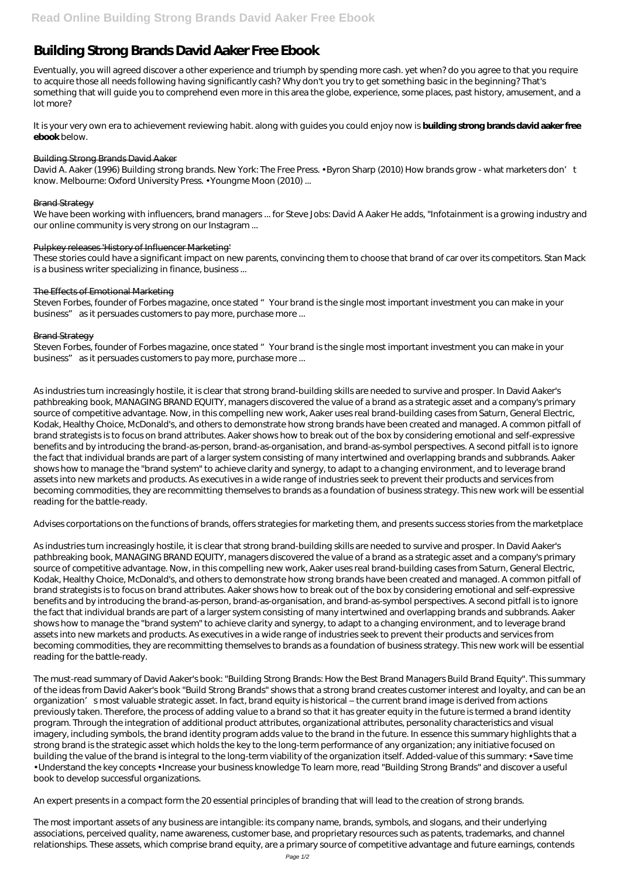# Building Strong Brands David Aaker Free Ebook

Eventually, you will agreed discover a other experience and triumph by spending more cash. yet when? do you agree to that you require to acquire those all needs following having significantly cash? Why don't you try to get something basic in the beginning? That's something that will guide you to comprehend even more in this area the globe, experience, some places, past history, amusement, and a lot more?

It is your very own era to achievement reviewing habit. along with guides you could enjoy now is **building strong brands david aaker free ebook** below.

### Building Strong Brands David Aaker

David A. Aaker (1996) Building strong brands. New York: The Free Press. • Byron Sharp (2010) How brands grow - what marketers don't know. Melbourne: Oxford University Press. • Youngme Moon (2010) ...

### Brand Strategy

We have been working with influencers, brand managers ... for Steve Jobs: David A Aaker He adds, "Infotainment is a growing industry and our online community is very strong on our Instagram ...

### Pulpkey releases 'History of Influencer Marketing'

These stories could have a significant impact on new parents, convincing them to choose that brand of car over its competitors. Stan Mack is a business writer specializing in finance, business ...

### The Effects of Emotional Marketing

Steven Forbes, founder of Forbes magazine, once stated "Your brand is the single most important investment you can make in your business" as it persuades customers to pay more, purchase more ...

### Brand Strategy

Steven Forbes, founder of Forbes magazine, once stated "Your brand is the single most important investment you can make in your business" as it persuades customers to pay more, purchase more ...

As industries turn increasingly hostile, it is clear that strong brand-building skills are needed to survive and prosper. In David Aaker's pathbreaking book, MANAGING BRAND EQUITY, managers discovered the value of a brand as a strategic asset and a company's primary source of competitive advantage. Now, in this compelling new work, Aaker uses real brand-building cases from Saturn, General Electric, Kodak, Healthy Choice, McDonald's, and others to demonstrate how strong brands have been created and managed. A common pitfall of brand strategists is to focus on brand attributes. Aaker shows how to break out of the box by considering emotional and self-expressive benefits and by introducing the brand-as-person, brand-as-organisation, and brand-as-symbol perspectives. A second pitfall is to ignore the fact that individual brands are part of a larger system consisting of many intertwined and overlapping brands and subbrands. Aaker shows how to manage the "brand system" to achieve clarity and synergy, to adapt to a changing environment, and to leverage brand assets into new markets and products. As executives in a wide range of industries seek to prevent their products and services from becoming commodities, they are recommitting themselves to brands as a foundation of business strategy. This new work will be essential reading for the battle-ready.

Advises corportations on the functions of brands, offers strategies for marketing them, and presents success stories from the marketplace

As industries turn increasingly hostile, it is clear that strong brand-building skills are needed to survive and prosper. In David Aaker's pathbreaking book, MANAGING BRAND EQUITY, managers discovered the value of a brand as a strategic asset and a company's primary source of competitive advantage. Now, in this compelling new work, Aaker uses real brand-building cases from Saturn, General Electric, Kodak, Healthy Choice, McDonald's, and others to demonstrate how strong brands have been created and managed. A common pitfall of brand strategists is to focus on brand attributes. Aaker shows how to break out of the box by considering emotional and self-expressive benefits and by introducing the brand-as-person, brand-as-organisation, and brand-as-symbol perspectives. A second pitfall is to ignore the fact that individual brands are part of a larger system consisting of many intertwined and overlapping brands and subbrands. Aaker shows how to manage the "brand system" to achieve clarity and synergy, to adapt to a changing environment, and to leverage brand assets into new markets and products. As executives in a wide range of industries seek to prevent their products and services from becoming commodities, they are recommitting themselves to brands as a foundation of business strategy. This new work will be essential reading for the battle-ready.

The must-read summary of David Aaker's book: "Building Strong Brands: How the Best Brand Managers Build Brand Equity". This summary of the ideas from David Aaker's book "Build Strong Brands" shows that a strong brand creates customer interest and loyalty, and can be an organization's most valuable strategic asset. In fact, brand equity is historical – the current brand image is derived from actions previously taken. Therefore, the process of adding value to a brand so that it has greater equity in the future is termed a brand identity program. Through the integration of additional product attributes, organizational attributes, personality characteristics and visual imagery, including symbols, the brand identity program adds value to the brand in the future. In essence this summary highlights that a strong brand is the strategic asset which holds the key to the long-term performance of any organization; any initiative focused on building the value of the brand is integral to the long-term viability of the organization itself. Added-value of this summary: • Save time • Understand the key concepts • Increase your business knowledge To learn more, read "Building Strong Brands" and discover a useful book to develop successful organizations.

An expert presents in a compact form the 20 essential principles of branding that will lead to the creation of strong brands.

The most important assets of any business are intangible: its company name, brands, symbols, and slogans, and their underlying associations, perceived quality, name awareness, customer base, and proprietary resources such as patents, trademarks, and channel relationships. These assets, which comprise brand equity, are a primary source of competitive advantage and future earnings, contends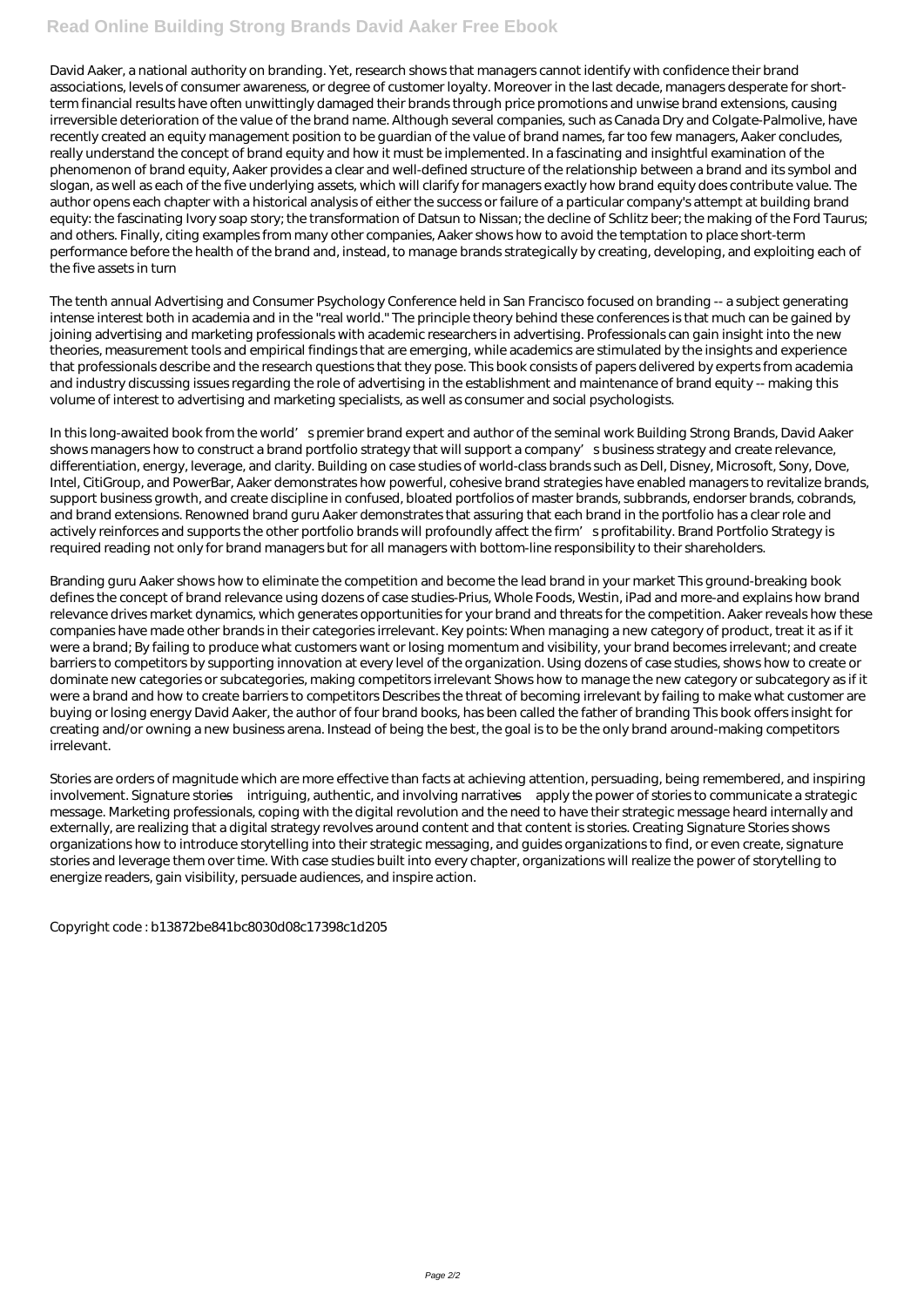David Aaker, a national authority on branding. Yet, research shows that managers cannot identify with confidence their brand associations, levels of consumer awareness, or degree of customer loyalty. Moreover in the last decade, managers desperate for short-term financial results have often unwittingly damaged their brands through price promotions and unwise brand extensions, causing irreversible deterioration of the value of the brand name. Although several companies, such as Canada Dry and Colgate-Palmolive, have recently created an equity management position to be guardian of the value of brand names, far too few managers, Aaker concludes, really understand the concept of brand equity and how it must be implemented. In a fascinating and insightful examination of the phenomenon of brand equity, Aaker provides a clear and well-defined structure of the relationship between a brand and its symbol and slogan, as well as each of the five underlying assets, which will clarify for managers exactly how brand equity does contribute value. The author opens each chapter with a historical analysis of either the success or failure of a particular company's attempt at building brand equity: the fascinating Ivory soap story; the transformation of Datsun to Nissan; the decline of Schlitz beer; the making of the Ford Taurus; and others. Finally, citing examples from many other companies, Aaker shows how to avoid the temptation to place short-term performance before the health of the brand and, instead, to manage brands strategically by creating, developing, and exploiting each of the five assets in turn

The tenth annual Advertising and Consumer Psychology Conference held in San Francisco focused on branding -- a subject generating intense interest both in academia and in the "real world." The principle theory behind these conferences is that much can be gained by joining advertising and marketing professionals with academic researchers in advertising. Professionals can gain insight into the new theories, measurement tools and empirical findings that are emerging, while academics are stimulated by the insights and experience that professionals describe and the research questions that they pose. This book consists of papers delivered by experts from academia and industry discussing issues regarding the role of advertising in the establishment and maintenance of brand equity -- making this volume of interest to advertising and marketing specialists, as well as consumer and social psychologists.

In this long-awaited book from the world's premier brand expert and author of the seminal work Building Strong Brands, David Aaker shows managers how to construct a brand portfolio strategy that will support a company's business strategy and create relevance, differentiation, energy, leverage, and clarity. Building on case studies of world-class brands such as Dell, Disney, Microsoft, Sony, Dove, Intel, CitiGroup, and PowerBar, Aaker demonstrates how powerful, cohesive brand strategies have enabled managers to revitalize brands, support business growth, and create discipline in confused, bloated portfolios of master brands, subbrands, endorser brands, cobrands, and brand extensions. Renowned brand guru Aaker demonstrates that assuring that each brand in the portfolio has a clear role and actively reinforces and supports the other portfolio brands will profoundly affect the firm's profitability. Brand Portfolio Strategy is required reading not only for brand managers but for all managers with bottom-line responsibility to their shareholders.

Branding guru Aaker shows how to eliminate the competition and become the lead brand in your market This ground-breaking book defines the concept of brand relevance using dozens of case studies-Prius, Whole Foods, Westin, iPad and more-and explains how brand relevance drives market dynamics, which generates opportunities for your brand and threats for the competition. Aaker reveals how these companies have made other brands in their categories irrelevant. Key points: When managing a new category of product, treat it as if it were a brand; By failing to produce what customers want or losing momentum and visibility, your brand becomes irrelevant; and create barriers to competitors by supporting innovation at every level of the organization. Using dozens of case studies, shows how to create or dominate new categories or subcategories, making competitors irrelevant Shows how to manage the new category or subcategory as if it were a brand and how to create barriers to competitors Describes the threat of becoming irrelevant by failing to make what customer are buying or losing energy David Aaker, the author of four brand books, has been called the father of branding This book offers insight for creating and/or owning a new business arena. Instead of being the best, the goal is to be the only brand around-making competitors irrelevant.

Stories are orders of magnitude which are more effective than facts at achieving attention, persuading, being remembered, and inspiring involvement. Signature stories—intriguing, authentic, and involving narratives—apply the power of stories to communicate a strategic message. Marketing professionals, coping with the digital revolution and the need to have their strategic message heard internally and externally, are realizing that a digital strategy revolves around content and that content is stories. Creating Signature Stories shows organizations how to introduce storytelling into their strategic messaging, and guides organizations to find, or even create, signature stories and leverage them over time. With case studies built into every chapter, organizations will realize the power of storytelling to energize readers, gain visibility, persuade audiences, and inspire action.

Copyright code : b13872be841bc8030d08c17398c1d205